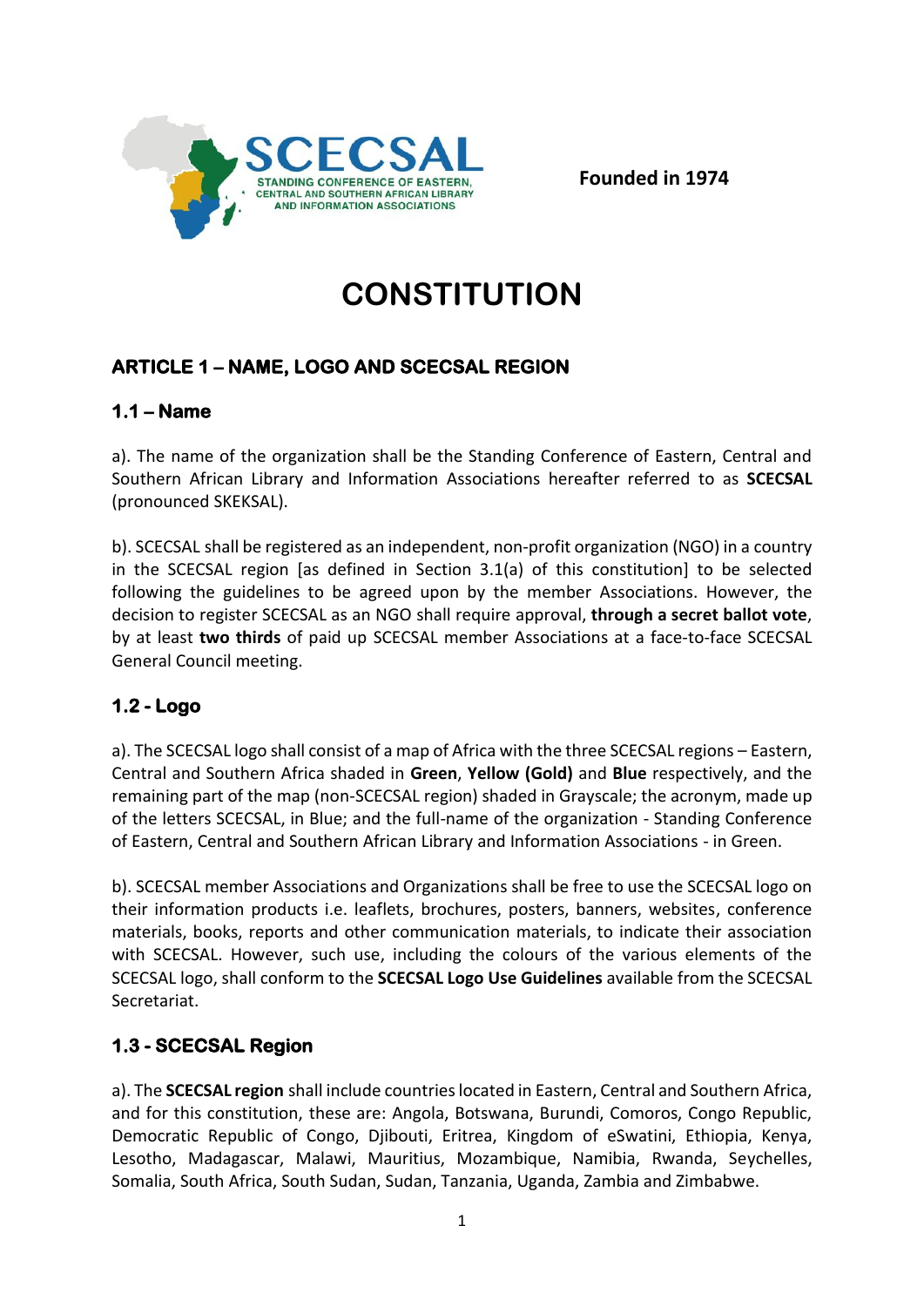SCECSAL

STANDING CONFERENCE OF EASTERN, CENTRAL AND SOUTHERN AFRICAN LIBRARY AND INFORMATION ASSOCIATIONS

**Founded in 1974**

# CONSTITUTION

## ARTICLE 1 – NAME, LOGO AND SCECSAL REGION

### 1.1 – Name

a). The name of the organization shall be the Standing Conference of Eastern, Central and Southern African Library and Information Associations hereafter referred to as **SCECSAL** (pronounced SKEKSAL).

b). SCECSAL shall be registered as an independent, non-profit organization (NGO) in a country in the SCECSAL region [as defined in Section 3.1(a) of this constitution] to be selected following the guidelines to be agreed upon by the member Associations. However, the decision to register SCECSAL as an NGO shall require approval, **through a secret ballot vote**, by at least **two thirds** of paid up SCECSAL member Associations at a face-to-face SCECSAL General Council meeting.

### 1.2 - Logo

a). The SCECSAL logo shall consist of a map of Africa with the three SCECSAL regions – Eastern, Central and Southern Africa shaded in **Green**, **Yellow (Gold)** and **Blue** respectively, and the remaining part of the map (non-SCECSAL region) shaded in Grayscale; the acronym, made up of the letters SCECSAL, in Blue; and the full-name of the organization - Standing Conference of Eastern, Central and Southern African Library and Information Associations - in Green.

b). SCECSAL member Associations and Organizations shall be free to use the SCECSAL logo on their information products i.e. leaflets, brochures, posters, banners, websites, conference materials, books, reports and other communication materials, to indicate their association with SCECSAL. However, such use, including the colours of the various elements of the SCECSAL logo, shall conform to the **SCECSAL Logo Use Guidelines** available from the SCECSAL Secretariat.

### 1.3 - SCECSAL Region

a). The **SCECSAL region** shall include countries located in Eastern, Central and Southern Africa, and for this constitution, these are: Angola, Botswana, Burundi, Comoros, Congo Republic, Democratic Republic of Congo, Djibouti, Eritrea, Kingdom of eSwatini, Ethiopia, Kenya, Lesotho, Madagascar, Malawi, Mauritius, Mozambique, Namibia, Rwanda, Seychelles, Somalia, South Africa, South Sudan, Sudan, Tanzania, Uganda, Zambia and Zimbabwe.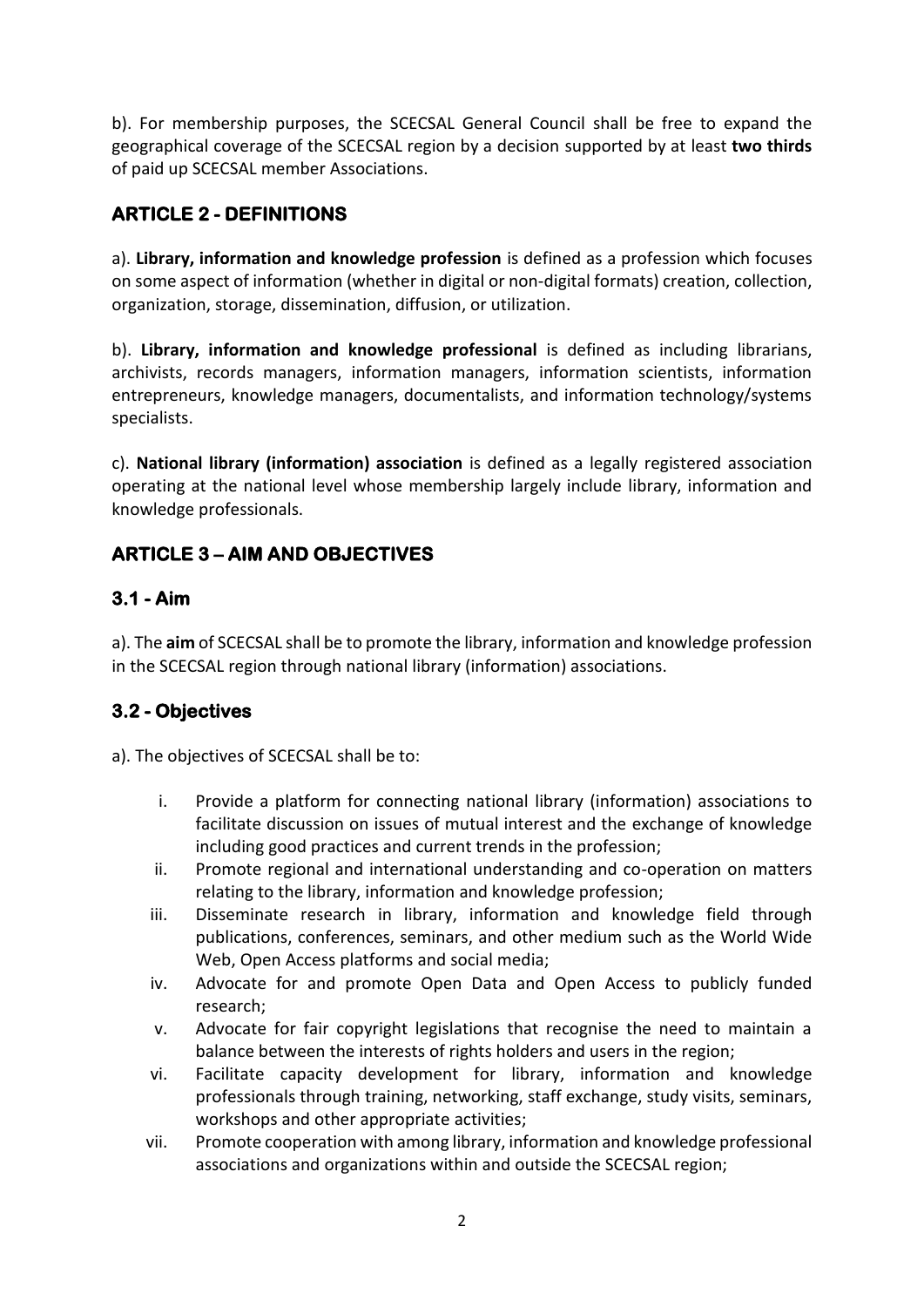b). For membership purposes, the SCECSAL General Council shall be free to expand the geographical coverage of the SCECSAL region by a decision supported by at least **two thirds** of paid up SCECSAL member Associations.

## ARTICLE 2 - DEFINITIONS

a). **Library, information and knowledge profession** is defined as a profession which focuses on some aspect of information (whether in digital or non-digital formats) creation, collection, organization, storage, dissemination, diffusion, or utilization.

b). **Library, information and knowledge professional** is defined as including librarians, archivists, records managers, information managers, information scientists, information entrepreneurs, knowledge managers, documentalists, and information technology/systems specialists.

c). **National library (information) association** is defined as a legally registered association operating at the national level whose membership largely include library, information and knowledge professionals.

## ARTICLE 3 – AIM AND OBJECTIVES

### 3.1 - Aim

a). The **aim** of SCECSAL shall be to promote the library, information and knowledge profession in the SCECSAL region through national library (information) associations.

### 3.2 - Objectives

a). The objectives of SCECSAL shall be to:

i. Provide a platform for connecting national library (information) associations to facilitate discussion on issues of mutual interest and the exchange of knowledge including good practices and current trends in the profession;

ii. Promote regional and international understanding and co-operation on matters relating to the library, information and knowledge profession;

iii. Disseminate research in library, information and knowledge field through publications, conferences, seminars, and other medium such as the World Wide Web, Open Access platforms and social media;

iv. Advocate for and promote Open Data and Open Access to publicly funded research;

v. Advocate for fair copyright legislations that recognise the need to maintain a balance between the interests of rights holders and users in the region;

vi. Facilitate capacity development for library, information and knowledge professionals through training, networking, staff exchange, study visits, seminars, workshops and other appropriate activities;

vii. Promote cooperation with among library, information and knowledge professional associations and organizations within and outside the SCECSAL region;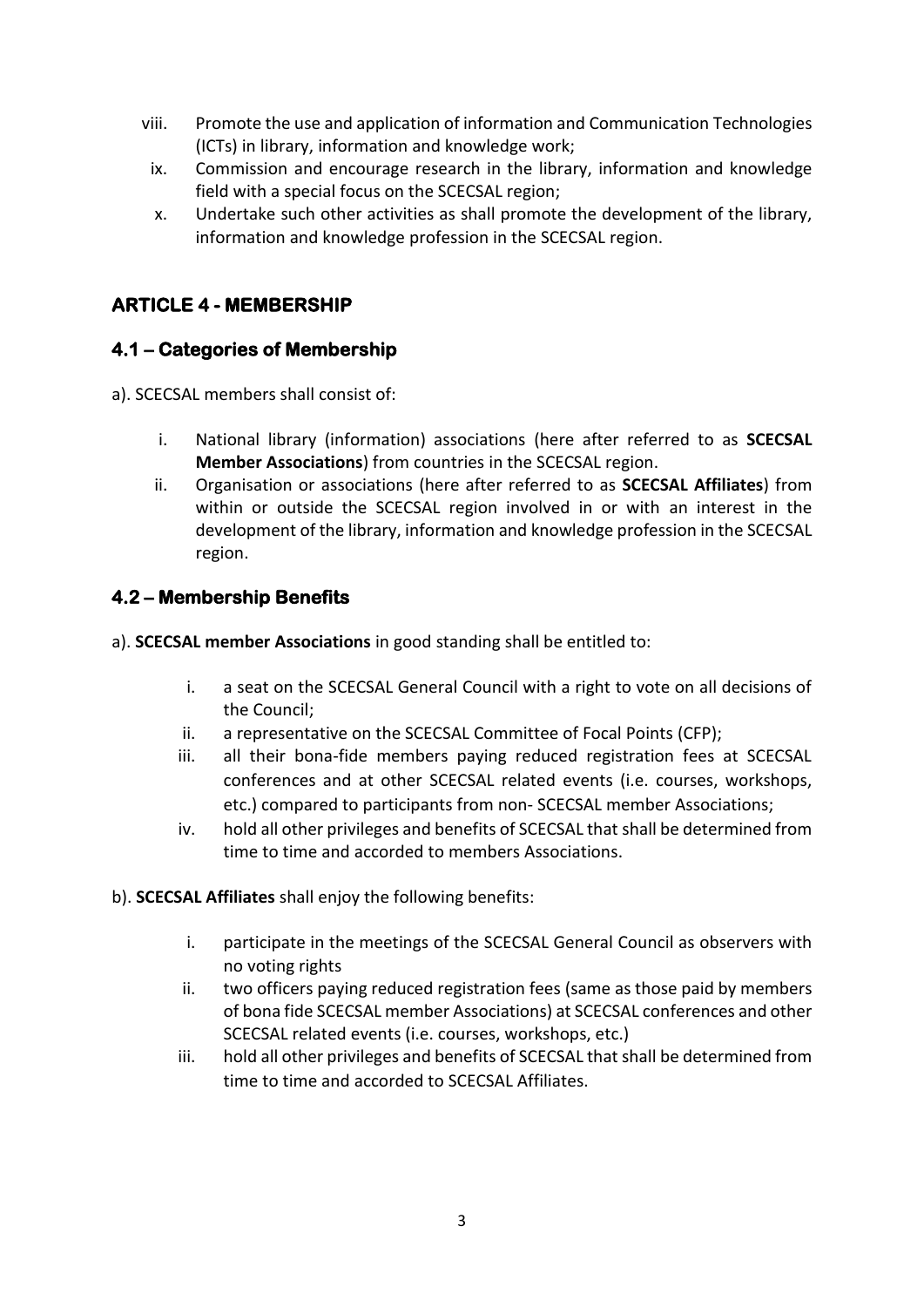viii. Promote the use and application of information and Communication Technologies (ICTs) in library, information and knowledge work;

ix. Commission and encourage research in the library, information and knowledge field with a special focus on the SCECSAL region;

x. Undertake such other activities as shall promote the development of the library, information and knowledge profession in the SCECSAL region.

## ARTICLE 4 - MEMBERSHIP

### 4.1 – Categories of Membership

a). SCECSAL members shall consist of:

i. National library (information) associations (here after referred to as **SCECSAL Member Associations**) from countries in the SCECSAL region.

ii. Organisation or associations (here after referred to as **SCECSAL Affiliates**) from within or outside the SCECSAL region involved in or with an interest in the development of the library, information and knowledge profession in the SCECSAL region.

### 4.2 – Membership Benefits

a). **SCECSAL member Associations** in good standing shall be entitled to:

i. a seat on the SCECSAL General Council with a right to vote on all decisions of the Council;

ii. a representative on the SCECSAL Committee of Focal Points (CFP);

iii. all their bona-fide members paying reduced registration fees at SCECSAL conferences and at other SCECSAL related events (i.e. courses, workshops, etc.) compared to participants from non- SCECSAL member Associations;

iv. hold all other privileges and benefits of SCECSAL that shall be determined from time to time and accorded to members Associations.

b). **SCECSAL Affiliates** shall enjoy the following benefits:

i. participate in the meetings of the SCECSAL General Council as observers with no voting rights

ii. two officers paying reduced registration fees (same as those paid by members of bona fide SCECSAL member Associations) at SCECSAL conferences and other SCECSAL related events (i.e. courses, workshops, etc.)

iii. hold all other privileges and benefits of SCECSAL that shall be determined from time to time and accorded to SCECSAL Affiliates.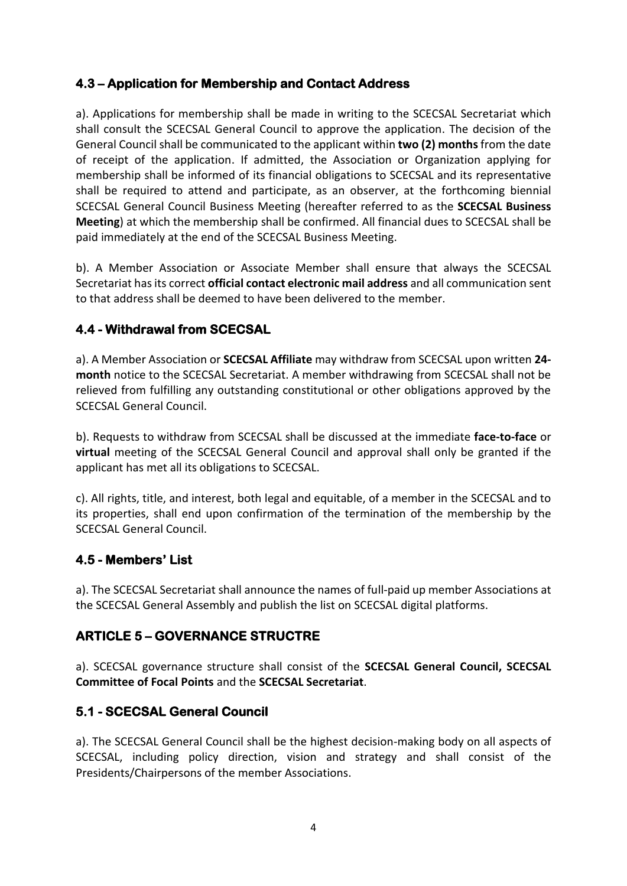### 4.3 – Application for Membership and Contact Address

a). Applications for membership shall be made in writing to the SCECSAL Secretariat which shall consult the SCECSAL General Council to approve the application. The decision of the General Council shall be communicated to the applicant within **two (2) months** from the date of receipt of the application. If admitted, the Association or Organization applying for membership shall be informed of its financial obligations to SCECSAL and its representative shall be required to attend and participate, as an observer, at the forthcoming biennial SCECSAL General Council Business Meeting (hereafter referred to as the **SCECSAL Business Meeting**) at which the membership shall be confirmed. All financial dues to SCECSAL shall be paid immediately at the end of the SCECSAL Business Meeting.

b). A Member Association or Associate Member shall ensure that always the SCECSAL Secretariat has its correct **official contact electronic mail address** and all communication sent to that address shall be deemed to have been delivered to the member.

### 4.4 - Withdrawal from SCECSAL

a). A Member Association or **SCECSAL Affiliate** may withdraw from SCECSAL upon written **24-month** notice to the SCECSAL Secretariat. A member withdrawing from SCECSAL shall not be relieved from fulfilling any outstanding constitutional or other obligations approved by the SCECSAL General Council.

b). Requests to withdraw from SCECSAL shall be discussed at the immediate **face-to-face** or **virtual** meeting of the SCECSAL General Council and approval shall only be granted if the applicant has met all its obligations to SCECSAL.

c). All rights, title, and interest, both legal and equitable, of a member in the SCECSAL and to its properties, shall end upon confirmation of the termination of the membership by the SCECSAL General Council.

### 4.5 - Members' List

a). The SCECSAL Secretariat shall announce the names of full-paid up member Associations at the SCECSAL General Assembly and publish the list on SCECSAL digital platforms.

## ARTICLE 5 – GOVERNANCE STRUCTRE

a). SCECSAL governance structure shall consist of the **SCECSAL General Council, SCECSAL Committee of Focal Points** and the **SCECSAL Secretariat**.

### 5.1 - SCECSAL General Council

a). The SCECSAL General Council shall be the highest decision-making body on all aspects of SCECSAL, including policy direction, vision and strategy and shall consist of the Presidents/Chairpersons of the member Associations.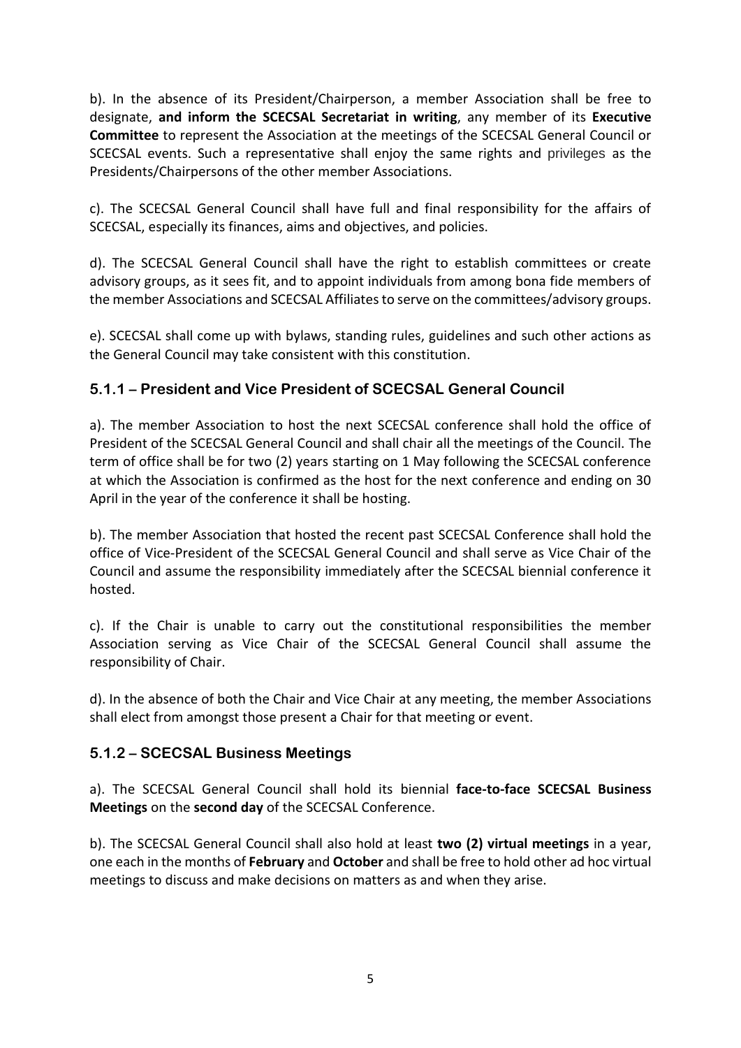b). In the absence of its President/Chairperson, a member Association shall be free to designate, **and inform the SCECSAL Secretariat in writing**, any member of its **Executive Committee** to represent the Association at the meetings of the SCECSAL General Council or SCECSAL events. Such a representative shall enjoy the same rights and privileges as the Presidents/Chairpersons of the other member Associations.

c). The SCECSAL General Council shall have full and final responsibility for the affairs of SCECSAL, especially its finances, aims and objectives, and policies.

d). The SCECSAL General Council shall have the right to establish committees or create advisory groups, as it sees fit, and to appoint individuals from among bona fide members of the member Associations and SCECSAL Affiliates to serve on the committees/advisory groups.

e). SCECSAL shall come up with bylaws, standing rules, guidelines and such other actions as the General Council may take consistent with this constitution.

### 5.1.1 – President and Vice President of SCECSAL General Council

a). The member Association to host the next SCECSAL conference shall hold the office of President of the SCECSAL General Council and shall chair all the meetings of the Council. The term of office shall be for two (2) years starting on 1 May following the SCECSAL conference at which the Association is confirmed as the host for the next conference and ending on 30 April in the year of the conference it shall be hosting.

b). The member Association that hosted the recent past SCECSAL Conference shall hold the office of Vice-President of the SCECSAL General Council and shall serve as Vice Chair of the Council and assume the responsibility immediately after the SCECSAL biennial conference it hosted.

c). If the Chair is unable to carry out the constitutional responsibilities the member Association serving as Vice Chair of the SCECSAL General Council shall assume the responsibility of Chair.

d). In the absence of both the Chair and Vice Chair at any meeting, the member Associations shall elect from amongst those present a Chair for that meeting or event.

### 5.1.2 – SCECSAL Business Meetings

a). The SCECSAL General Council shall hold its biennial **face-to-face SCECSAL Business Meetings** on the **second day** of the SCECSAL Conference.

b). The SCECSAL General Council shall also hold at least **two (2) virtual meetings** in a year, one each in the months of **February** and **October** and shall be free to hold other ad hoc virtual meetings to discuss and make decisions on matters as and when they arise.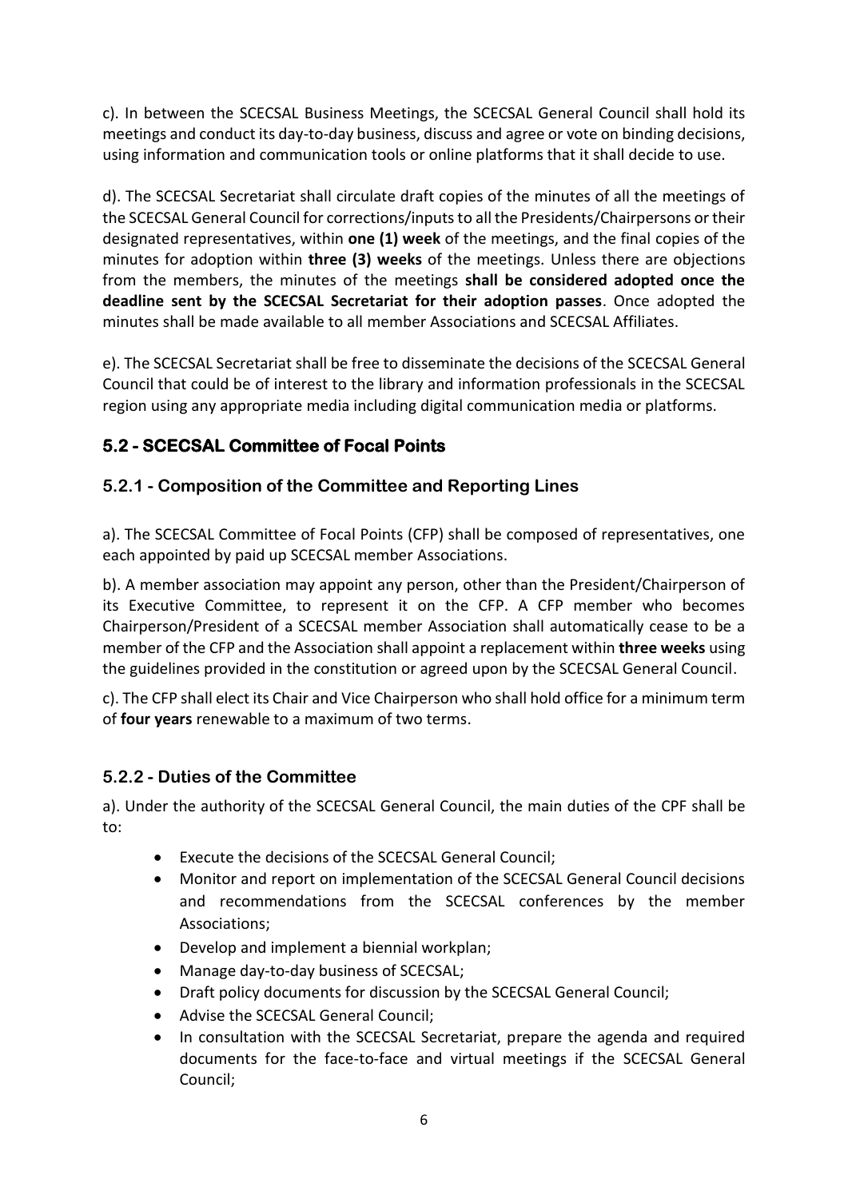c). In between the SCECSAL Business Meetings, the SCECSAL General Council shall hold its meetings and conduct its day-to-day business, discuss and agree or vote on binding decisions, using information and communication tools or online platforms that it shall decide to use.

d). The SCECSAL Secretariat shall circulate draft copies of the minutes of all the meetings of the SCECSAL General Council for corrections/inputs to all the Presidents/Chairpersons or their designated representatives, within **one (1) week** of the meetings, and the final copies of the minutes for adoption within **three (3) weeks** of the meetings. Unless there are objections from the members, the minutes of the meetings **shall be considered adopted once the deadline sent by the SCECSAL Secretariat for their adoption passes**. Once adopted the minutes shall be made available to all member Associations and SCECSAL Affiliates.

e). The SCECSAL Secretariat shall be free to disseminate the decisions of the SCECSAL General Council that could be of interest to the library and information professionals in the SCECSAL region using any appropriate media including digital communication media or platforms.

## 5.2 - SCECSAL Committee of Focal Points

### 5.2.1 - Composition of the Committee and Reporting Lines

a). The SCECSAL Committee of Focal Points (CFP) shall be composed of representatives, one each appointed by paid up SCECSAL member Associations.

b). A member association may appoint any person, other than the President/Chairperson of its Executive Committee, to represent it on the CFP. A CFP member who becomes Chairperson/President of a SCECSAL member Association shall automatically cease to be a member of the CFP and the Association shall appoint a replacement within **three weeks** using the guidelines provided in the constitution or agreed upon by the SCECSAL General Council.

c). The CFP shall elect its Chair and Vice Chairperson who shall hold office for a minimum term of **four years** renewable to a maximum of two terms.

### 5.2.2 - Duties of the Committee

a). Under the authority of the SCECSAL General Council, the main duties of the CPF shall be to:

- Execute the decisions of the SCECSAL General Council;
- Monitor and report on implementation of the SCECSAL General Council decisions and recommendations from the SCECSAL conferences by the member Associations;
- Develop and implement a biennial workplan;
- Manage day-to-day business of SCECSAL;
- Draft policy documents for discussion by the SCECSAL General Council;
- Advise the SCECSAL General Council;
- In consultation with the SCECSAL Secretariat, prepare the agenda and required documents for the face-to-face and virtual meetings if the SCECSAL General Council;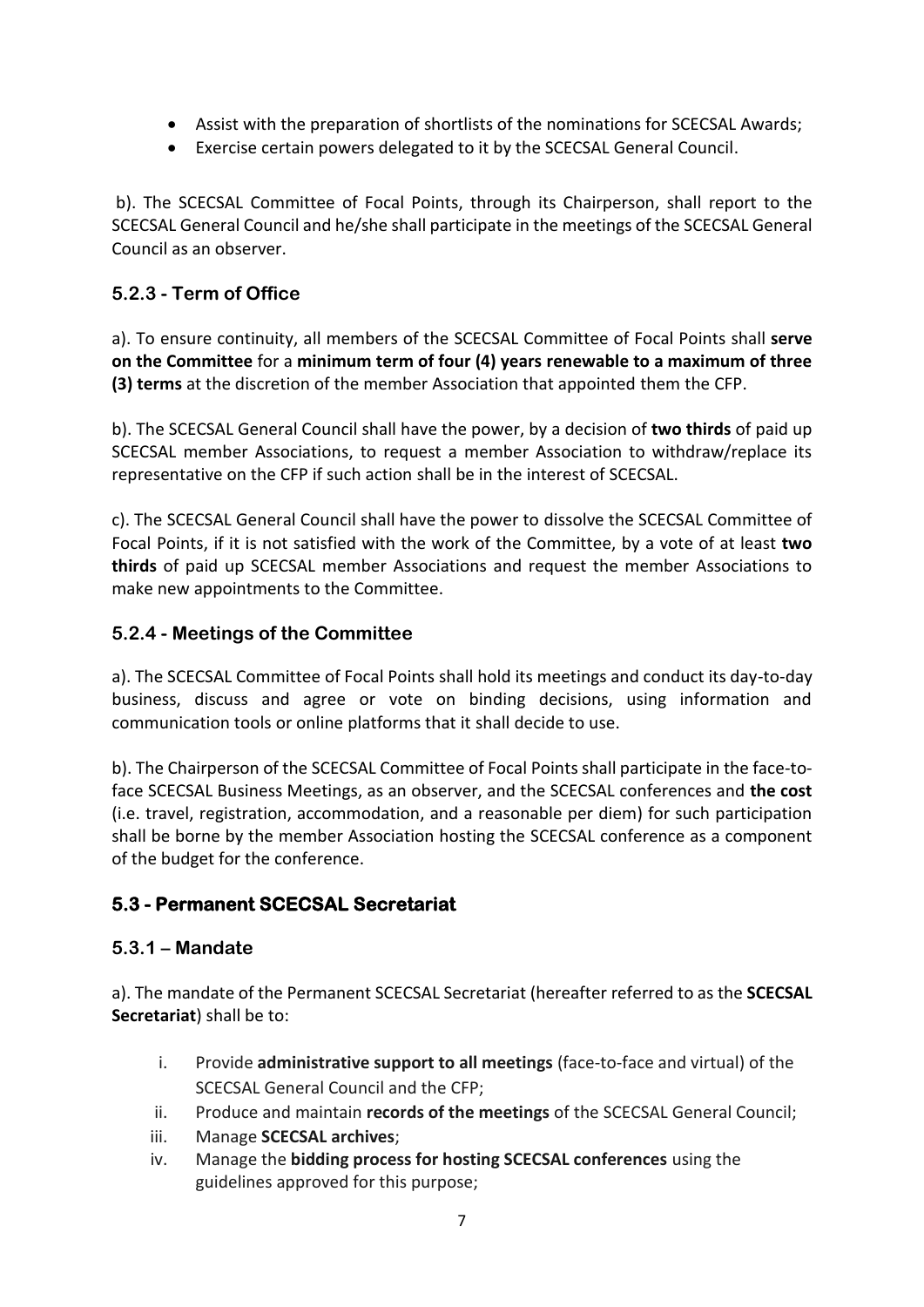- Assist with the preparation of shortlists of the nominations for SCECSAL Awards;
- Exercise certain powers delegated to it by the SCECSAL General Council.

b). The SCECSAL Committee of Focal Points, through its Chairperson, shall report to the SCECSAL General Council and he/she shall participate in the meetings of the SCECSAL General Council as an observer.

### 5.2.3 - Term of Office

a). To ensure continuity, all members of the SCECSAL Committee of Focal Points shall **serve on the Committee** for a **minimum term of four (4) years renewable to a maximum of three (3) terms** at the discretion of the member Association that appointed them the CFP.

b). The SCECSAL General Council shall have the power, by a decision of **two thirds** of paid up SCECSAL member Associations, to request a member Association to withdraw/replace its representative on the CFP if such action shall be in the interest of SCECSAL.

c). The SCECSAL General Council shall have the power to dissolve the SCECSAL Committee of Focal Points, if it is not satisfied with the work of the Committee, by a vote of at least **two thirds** of paid up SCECSAL member Associations and request the member Associations to make new appointments to the Committee.

### 5.2.4 - Meetings of the Committee

a). The SCECSAL Committee of Focal Points shall hold its meetings and conduct its day-to-day business, discuss and agree or vote on binding decisions, using information and communication tools or online platforms that it shall decide to use.

b). The Chairperson of the SCECSAL Committee of Focal Points shall participate in the face-to-face SCECSAL Business Meetings, as an observer, and the SCECSAL conferences and **the cost** (i.e. travel, registration, accommodation, and a reasonable per diem) for such participation shall be borne by the member Association hosting the SCECSAL conference as a component of the budget for the conference.

## 5.3 - Permanent SCECSAL Secretariat

### 5.3.1 – Mandate

a). The mandate of the Permanent SCECSAL Secretariat (hereafter referred to as the **SCECSAL Secretariat**) shall be to:

i. Provide **administrative support to all meetings** (face-to-face and virtual) of the SCECSAL General Council and the CFP;
ii. Produce and maintain **records of the meetings** of the SCECSAL General Council;
iii. Manage **SCECSAL archives**;
iv. Manage the **bidding process for hosting SCECSAL conferences** using the guidelines approved for this purpose;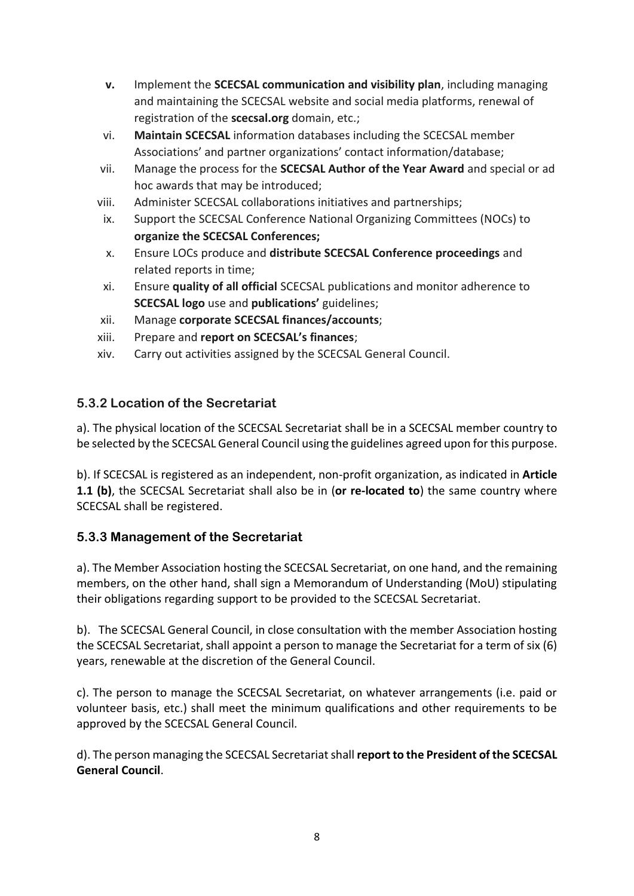v. Implement the **SCECSAL communication and visibility plan**, including managing and maintaining the SCECSAL website and social media platforms, renewal of registration of the **scecsal.org** domain, etc.;

vi. **Maintain SCECSAL** information databases including the SCECSAL member Associations' and partner organizations' contact information/database;

vii. Manage the process for the **SCECSAL Author of the Year Award** and special or ad hoc awards that may be introduced;

viii. Administer SCECSAL collaborations initiatives and partnerships;

ix. Support the SCECSAL Conference National Organizing Committees (NOCs) to **organize the SCECSAL Conferences;**

x. Ensure LOCs produce and **distribute SCECSAL Conference proceedings** and related reports in time;

xi. Ensure **quality of all official** SCECSAL publications and monitor adherence to **SCECSAL logo** use and **publications'** guidelines;

xii. Manage **corporate SCECSAL finances/accounts**;

xiii. Prepare and **report on SCECSAL's finances**;

xiv. Carry out activities assigned by the SCECSAL General Council.

### 5.3.2 Location of the Secretariat

a). The physical location of the SCECSAL Secretariat shall be in a SCECSAL member country to be selected by the SCECSAL General Council using the guidelines agreed upon for this purpose.

b). If SCECSAL is registered as an independent, non-profit organization, as indicated in **Article 1.1 (b)**, the SCECSAL Secretariat shall also be in (**or re-located to**) the same country where SCECSAL shall be registered.

### 5.3.3 Management of the Secretariat

a). The Member Association hosting the SCECSAL Secretariat, on one hand, and the remaining members, on the other hand, shall sign a Memorandum of Understanding (MoU) stipulating their obligations regarding support to be provided to the SCECSAL Secretariat.

b). The SCECSAL General Council, in close consultation with the member Association hosting the SCECSAL Secretariat, shall appoint a person to manage the Secretariat for a term of six (6) years, renewable at the discretion of the General Council.

c). The person to manage the SCECSAL Secretariat, on whatever arrangements (i.e. paid or volunteer basis, etc.) shall meet the minimum qualifications and other requirements to be approved by the SCECSAL General Council.

d). The person managing the SCECSAL Secretariat shall **report to the President of the SCECSAL General Council**.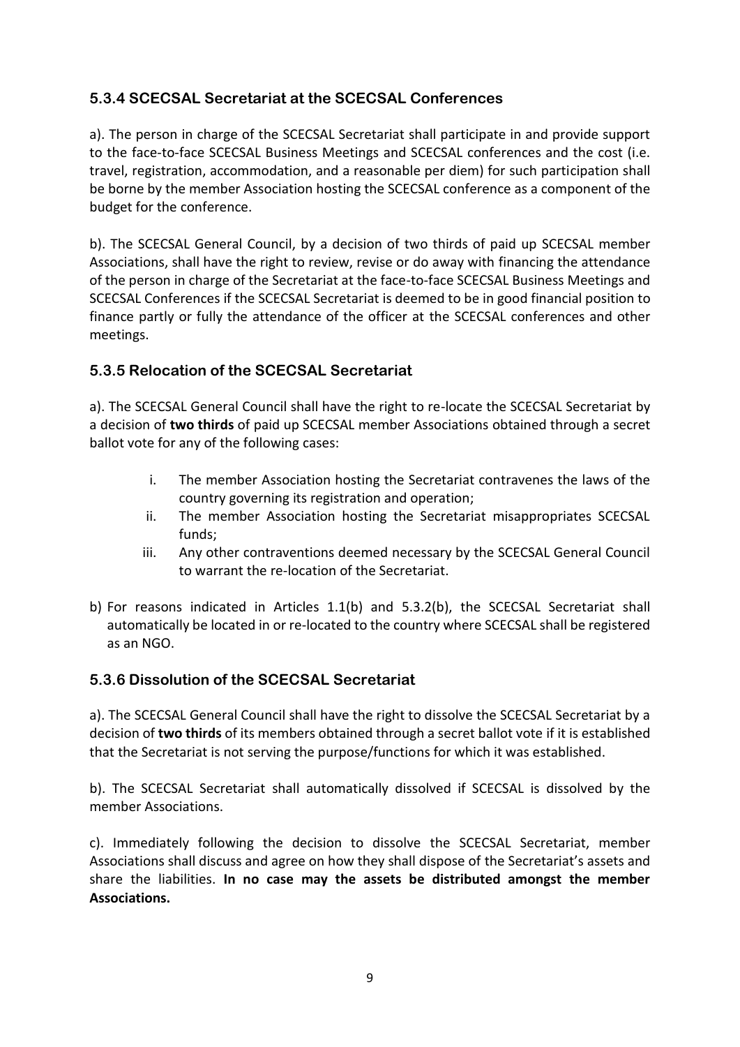### 5.3.4 SCECSAL Secretariat at the SCECSAL Conferences

a). The person in charge of the SCECSAL Secretariat shall participate in and provide support to the face-to-face SCECSAL Business Meetings and SCECSAL conferences and the cost (i.e. travel, registration, accommodation, and a reasonable per diem) for such participation shall be borne by the member Association hosting the SCECSAL conference as a component of the budget for the conference.

b). The SCECSAL General Council, by a decision of two thirds of paid up SCECSAL member Associations, shall have the right to review, revise or do away with financing the attendance of the person in charge of the Secretariat at the face-to-face SCECSAL Business Meetings and SCECSAL Conferences if the SCECSAL Secretariat is deemed to be in good financial position to finance partly or fully the attendance of the officer at the SCECSAL conferences and other meetings.

### 5.3.5 Relocation of the SCECSAL Secretariat

a). The SCECSAL General Council shall have the right to re-locate the SCECSAL Secretariat by a decision of **two thirds** of paid up SCECSAL member Associations obtained through a secret ballot vote for any of the following cases:

i. The member Association hosting the Secretariat contravenes the laws of the country governing its registration and operation;
ii. The member Association hosting the Secretariat misappropriates SCECSAL funds;
iii. Any other contraventions deemed necessary by the SCECSAL General Council to warrant the re-location of the Secretariat.

b) For reasons indicated in Articles 1.1(b) and 5.3.2(b), the SCECSAL Secretariat shall automatically be located in or re-located to the country where SCECSAL shall be registered as an NGO.

### 5.3.6 Dissolution of the SCECSAL Secretariat

a). The SCECSAL General Council shall have the right to dissolve the SCECSAL Secretariat by a decision of **two thirds** of its members obtained through a secret ballot vote if it is established that the Secretariat is not serving the purpose/functions for which it was established.

b). The SCECSAL Secretariat shall automatically dissolved if SCECSAL is dissolved by the member Associations.

c). Immediately following the decision to dissolve the SCECSAL Secretariat, member Associations shall discuss and agree on how they shall dispose of the Secretariat's assets and share the liabilities. **In no case may the assets be distributed amongst the member Associations.**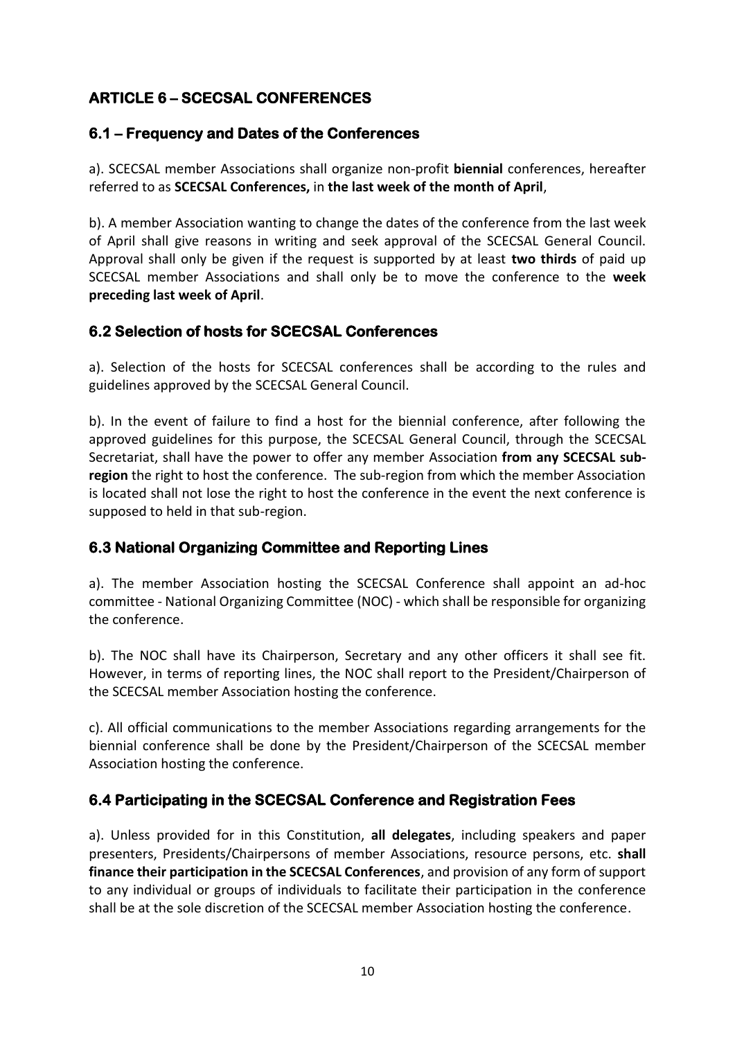## ARTICLE 6 – SCECSAL CONFERENCES

### 6.1 – Frequency and Dates of the Conferences

a). SCECSAL member Associations shall organize non-profit **biennial** conferences, hereafter referred to as **SCECSAL Conferences,** in **the last week of the month of April**,

b). A member Association wanting to change the dates of the conference from the last week of April shall give reasons in writing and seek approval of the SCECSAL General Council. Approval shall only be given if the request is supported by at least **two thirds** of paid up SCECSAL member Associations and shall only be to move the conference to the **week preceding last week of April**.

### 6.2 Selection of hosts for SCECSAL Conferences

a). Selection of the hosts for SCECSAL conferences shall be according to the rules and guidelines approved by the SCECSAL General Council.

b). In the event of failure to find a host for the biennial conference, after following the approved guidelines for this purpose, the SCECSAL General Council, through the SCECSAL Secretariat, shall have the power to offer any member Association **from any SCECSAL sub-region** the right to host the conference. The sub-region from which the member Association is located shall not lose the right to host the conference in the event the next conference is supposed to held in that sub-region.

### 6.3 National Organizing Committee and Reporting Lines

a). The member Association hosting the SCECSAL Conference shall appoint an ad-hoc committee - National Organizing Committee (NOC) - which shall be responsible for organizing the conference.

b). The NOC shall have its Chairperson, Secretary and any other officers it shall see fit. However, in terms of reporting lines, the NOC shall report to the President/Chairperson of the SCECSAL member Association hosting the conference.

c). All official communications to the member Associations regarding arrangements for the biennial conference shall be done by the President/Chairperson of the SCECSAL member Association hosting the conference.

### 6.4 Participating in the SCECSAL Conference and Registration Fees

a). Unless provided for in this Constitution, **all delegates**, including speakers and paper presenters, Presidents/Chairpersons of member Associations, resource persons, etc. **shall finance their participation in the SCECSAL Conferences**, and provision of any form of support to any individual or groups of individuals to facilitate their participation in the conference shall be at the sole discretion of the SCECSAL member Association hosting the conference.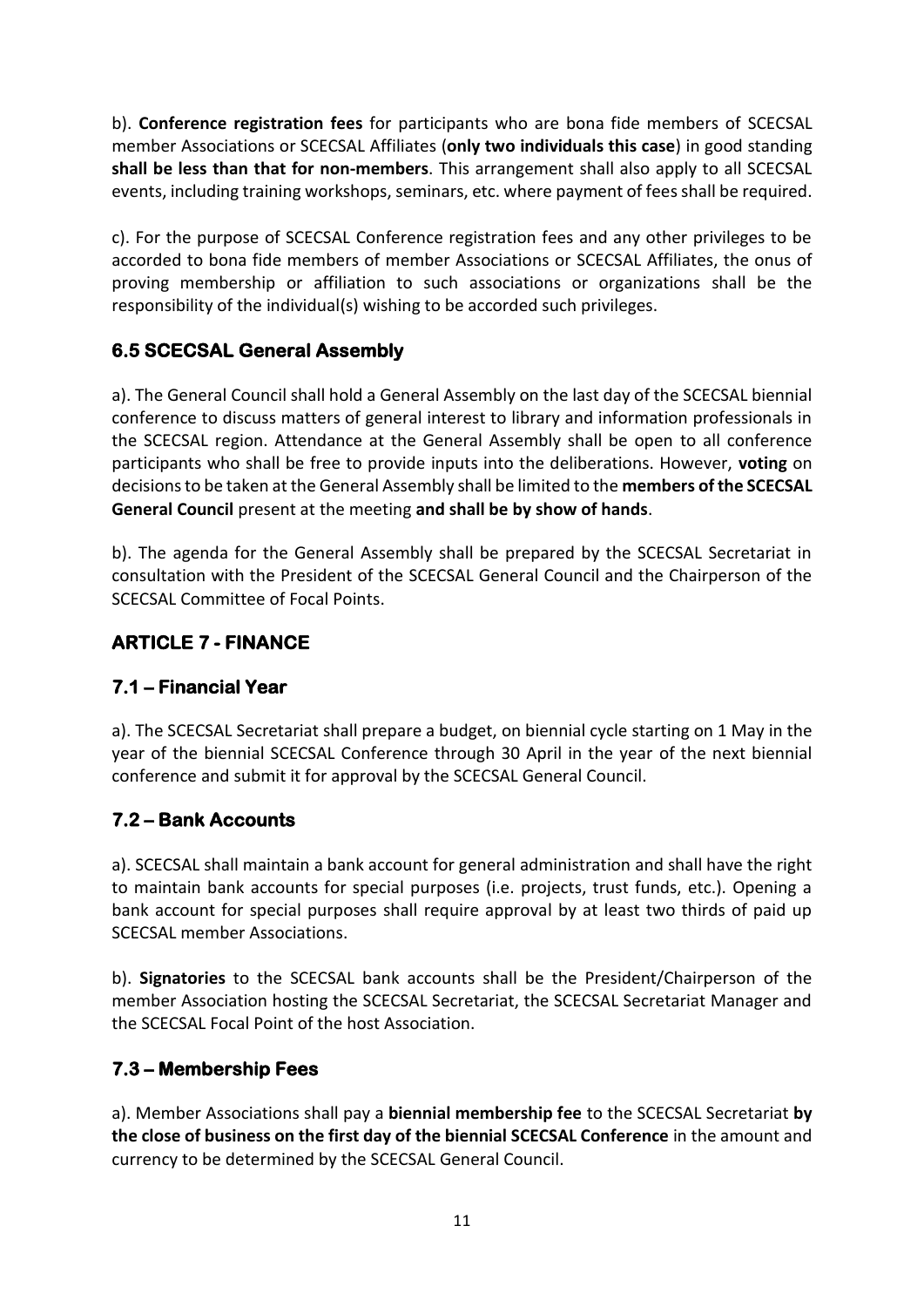b). **Conference registration fees** for participants who are bona fide members of SCECSAL member Associations or SCECSAL Affiliates (**only two individuals this case**) in good standing **shall be less than that for non-members**. This arrangement shall also apply to all SCECSAL events, including training workshops, seminars, etc. where payment of fees shall be required.

c). For the purpose of SCECSAL Conference registration fees and any other privileges to be accorded to bona fide members of member Associations or SCECSAL Affiliates, the onus of proving membership or affiliation to such associations or organizations shall be the responsibility of the individual(s) wishing to be accorded such privileges.

### 6.5 SCECSAL General Assembly

a). The General Council shall hold a General Assembly on the last day of the SCECSAL biennial conference to discuss matters of general interest to library and information professionals in the SCECSAL region. Attendance at the General Assembly shall be open to all conference participants who shall be free to provide inputs into the deliberations. However, **voting** on decisions to be taken at the General Assembly shall be limited to the **members of the SCECSAL General Council** present at the meeting **and shall be by show of hands**.

b). The agenda for the General Assembly shall be prepared by the SCECSAL Secretariat in consultation with the President of the SCECSAL General Council and the Chairperson of the SCECSAL Committee of Focal Points.

## ARTICLE 7 - FINANCE

### 7.1 – Financial Year

a). The SCECSAL Secretariat shall prepare a budget, on biennial cycle starting on 1 May in the year of the biennial SCECSAL Conference through 30 April in the year of the next biennial conference and submit it for approval by the SCECSAL General Council.

### 7.2 – Bank Accounts

a). SCECSAL shall maintain a bank account for general administration and shall have the right to maintain bank accounts for special purposes (i.e. projects, trust funds, etc.). Opening a bank account for special purposes shall require approval by at least two thirds of paid up SCECSAL member Associations.

b). **Signatories** to the SCECSAL bank accounts shall be the President/Chairperson of the member Association hosting the SCECSAL Secretariat, the SCECSAL Secretariat Manager and the SCECSAL Focal Point of the host Association.

### 7.3 – Membership Fees

a). Member Associations shall pay a **biennial membership fee** to the SCECSAL Secretariat **by the close of business on the first day of the biennial SCECSAL Conference** in the amount and currency to be determined by the SCECSAL General Council.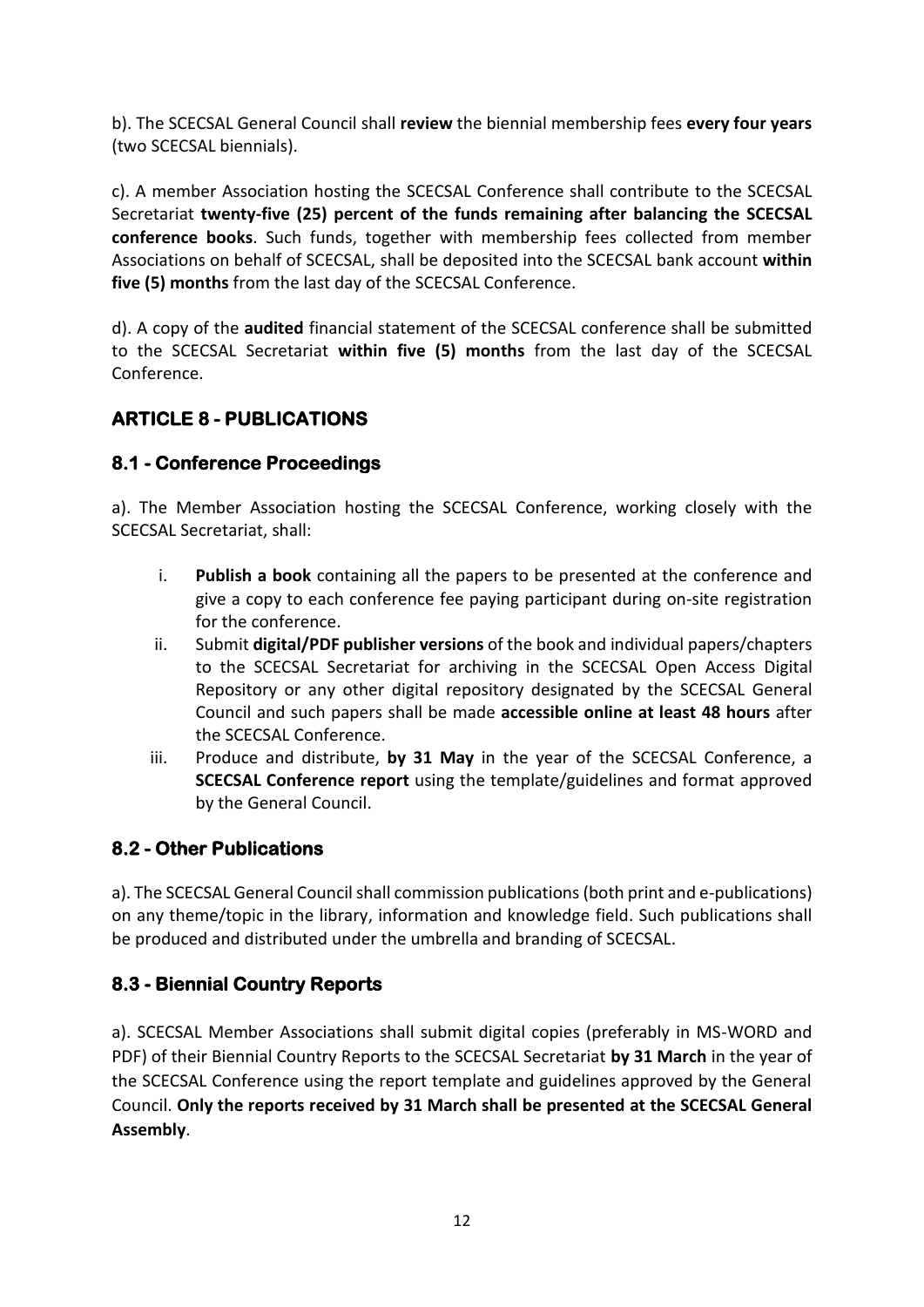b). The SCECSAL General Council shall **review** the biennial membership fees **every four years** (two SCECSAL biennials).

c). A member Association hosting the SCECSAL Conference shall contribute to the SCECSAL Secretariat **twenty-five (25) percent of the funds remaining after balancing the SCECSAL conference books**. Such funds, together with membership fees collected from member Associations on behalf of SCECSAL, shall be deposited into the SCECSAL bank account **within five (5) months** from the last day of the SCECSAL Conference.

d). A copy of the **audited** financial statement of the SCECSAL conference shall be submitted to the SCECSAL Secretariat **within five (5) months** from the last day of the SCECSAL Conference.

## ARTICLE 8 - PUBLICATIONS

### 8.1 - Conference Proceedings

a). The Member Association hosting the SCECSAL Conference, working closely with the SCECSAL Secretariat, shall:

i. **Publish a book** containing all the papers to be presented at the conference and give a copy to each conference fee paying participant during on-site registration for the conference.

ii. Submit **digital/PDF publisher versions** of the book and individual papers/chapters to the SCECSAL Secretariat for archiving in the SCECSAL Open Access Digital Repository or any other digital repository designated by the SCECSAL General Council and such papers shall be made **accessible online at least 48 hours** after the SCECSAL Conference.

iii. Produce and distribute, **by 31 May** in the year of the SCECSAL Conference, a **SCECSAL Conference report** using the template/guidelines and format approved by the General Council.

### 8.2 - Other Publications

a). The SCECSAL General Council shall commission publications (both print and e-publications) on any theme/topic in the library, information and knowledge field. Such publications shall be produced and distributed under the umbrella and branding of SCECSAL.

### 8.3 - Biennial Country Reports

a). SCECSAL Member Associations shall submit digital copies (preferably in MS-WORD and PDF) of their Biennial Country Reports to the SCECSAL Secretariat **by 31 March** in the year of the SCECSAL Conference using the report template and guidelines approved by the General Council. **Only the reports received by 31 March shall be presented at the SCECSAL General Assembly**.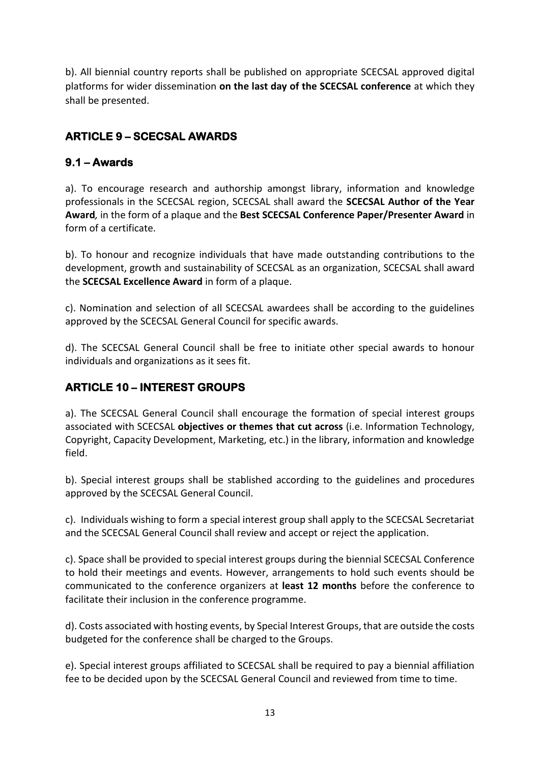b). All biennial country reports shall be published on appropriate SCECSAL approved digital platforms for wider dissemination **on the last day of the SCECSAL conference** at which they shall be presented.

## ARTICLE 9 – SCECSAL AWARDS

### 9.1 – Awards

a). To encourage research and authorship amongst library, information and knowledge professionals in the SCECSAL region, SCECSAL shall award the **SCECSAL Author of the Year Award***,* in the form of a plaque and the **Best SCECSAL Conference Paper/Presenter Award** in form of a certificate.

b). To honour and recognize individuals that have made outstanding contributions to the development, growth and sustainability of SCECSAL as an organization, SCECSAL shall award the **SCECSAL Excellence Award** in form of a plaque.

c). Nomination and selection of all SCECSAL awardees shall be according to the guidelines approved by the SCECSAL General Council for specific awards.

d). The SCECSAL General Council shall be free to initiate other special awards to honour individuals and organizations as it sees fit.

## ARTICLE 10 – INTEREST GROUPS

a). The SCECSAL General Council shall encourage the formation of special interest groups associated with SCECSAL **objectives or themes that cut across** (i.e. Information Technology, Copyright, Capacity Development, Marketing, etc.) in the library, information and knowledge field.

b). Special interest groups shall be stablished according to the guidelines and procedures approved by the SCECSAL General Council.

c). Individuals wishing to form a special interest group shall apply to the SCECSAL Secretariat and the SCECSAL General Council shall review and accept or reject the application.

c). Space shall be provided to special interest groups during the biennial SCECSAL Conference to hold their meetings and events. However, arrangements to hold such events should be communicated to the conference organizers at **least 12 months** before the conference to facilitate their inclusion in the conference programme.

d). Costs associated with hosting events, by Special Interest Groups, that are outside the costs budgeted for the conference shall be charged to the Groups.

e). Special interest groups affiliated to SCECSAL shall be required to pay a biennial affiliation fee to be decided upon by the SCECSAL General Council and reviewed from time to time.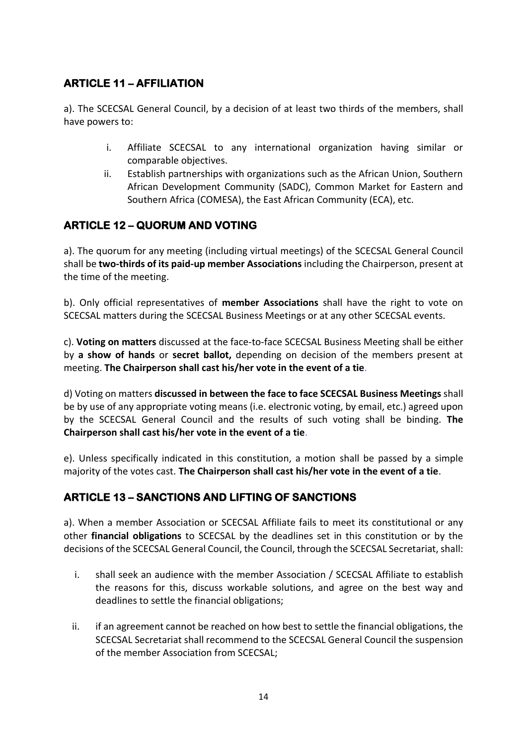## ARTICLE 11 – AFFILIATION

a). The SCECSAL General Council, by a decision of at least two thirds of the members, shall have powers to:

i. Affiliate SCECSAL to any international organization having similar or comparable objectives.
ii. Establish partnerships with organizations such as the African Union, Southern African Development Community (SADC), Common Market for Eastern and Southern Africa (COMESA), the East African Community (ECA), etc.

## ARTICLE 12 – QUORUM AND VOTING

a). The quorum for any meeting (including virtual meetings) of the SCECSAL General Council shall be **two-thirds of its paid-up member Associations** including the Chairperson, present at the time of the meeting.

b). Only official representatives of **member Associations** shall have the right to vote on SCECSAL matters during the SCECSAL Business Meetings or at any other SCECSAL events.

c). **Voting on matters** discussed at the face-to-face SCECSAL Business Meeting shall be either by **a show of hands** or **secret ballot,** depending on decision of the members present at meeting. **The Chairperson shall cast his/her vote in the event of a tie**.

d) Voting on matters **discussed in between the face to face SCECSAL Business Meetings** shall be by use of any appropriate voting means (i.e. electronic voting, by email, etc.) agreed upon by the SCECSAL General Council and the results of such voting shall be binding. **The Chairperson shall cast his/her vote in the event of a tie**.

e). Unless specifically indicated in this constitution, a motion shall be passed by a simple majority of the votes cast. **The Chairperson shall cast his/her vote in the event of a tie**.

## ARTICLE 13 – SANCTIONS AND LIFTING OF SANCTIONS

a). When a member Association or SCECSAL Affiliate fails to meet its constitutional or any other **financial obligations** to SCECSAL by the deadlines set in this constitution or by the decisions of the SCECSAL General Council, the Council, through the SCECSAL Secretariat, shall:

i. shall seek an audience with the member Association / SCECSAL Affiliate to establish the reasons for this, discuss workable solutions, and agree on the best way and deadlines to settle the financial obligations;

ii. if an agreement cannot be reached on how best to settle the financial obligations, the SCECSAL Secretariat shall recommend to the SCECSAL General Council the suspension of the member Association from SCECSAL;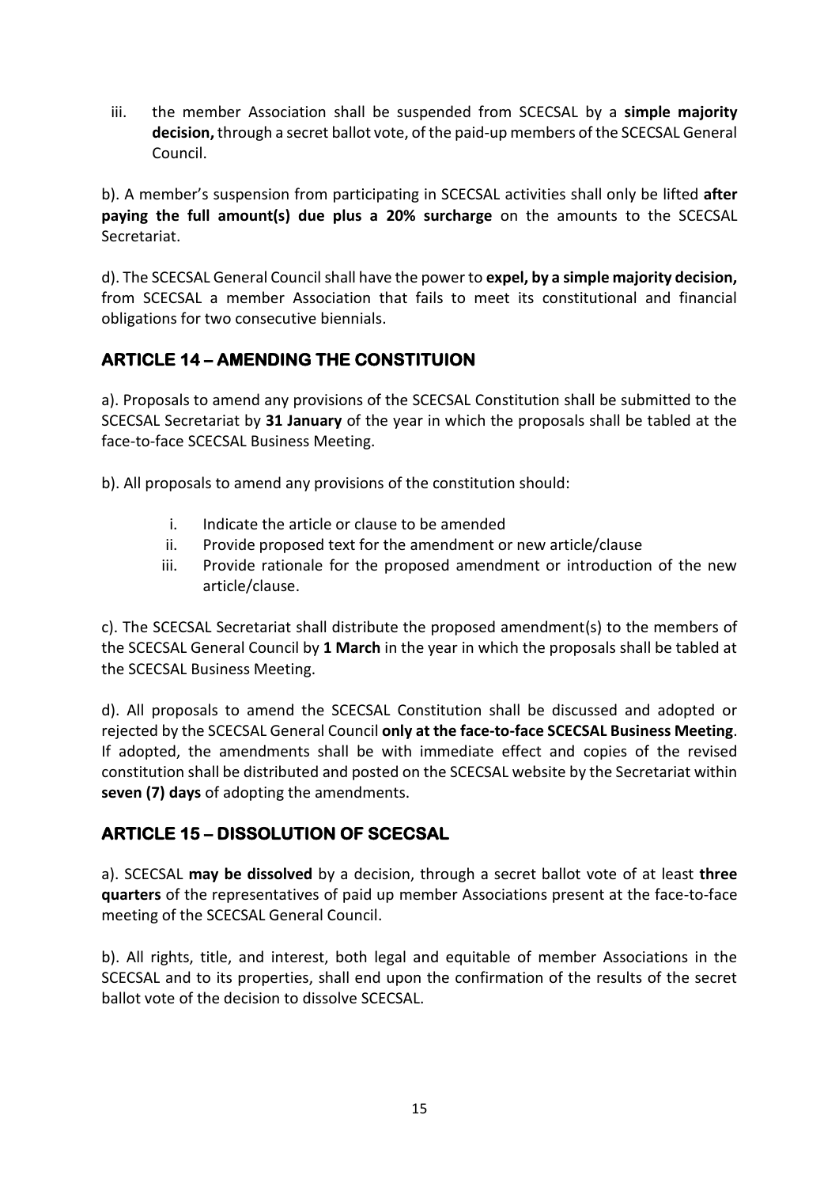iii. the member Association shall be suspended from SCECSAL by a **simple majority decision,** through a secret ballot vote, of the paid-up members of the SCECSAL General Council.

b). A member's suspension from participating in SCECSAL activities shall only be lifted **after paying the full amount(s) due plus a 20% surcharge** on the amounts to the SCECSAL Secretariat.

d). The SCECSAL General Council shall have the power to **expel, by a simple majority decision,** from SCECSAL a member Association that fails to meet its constitutional and financial obligations for two consecutive biennials.

## ARTICLE 14 – AMENDING THE CONSTITUION

a). Proposals to amend any provisions of the SCECSAL Constitution shall be submitted to the SCECSAL Secretariat by **31 January** of the year in which the proposals shall be tabled at the face-to-face SCECSAL Business Meeting.

b). All proposals to amend any provisions of the constitution should:

i. Indicate the article or clause to be amended
ii. Provide proposed text for the amendment or new article/clause
iii. Provide rationale for the proposed amendment or introduction of the new article/clause.

c). The SCECSAL Secretariat shall distribute the proposed amendment(s) to the members of the SCECSAL General Council by **1 March** in the year in which the proposals shall be tabled at the SCECSAL Business Meeting.

d). All proposals to amend the SCECSAL Constitution shall be discussed and adopted or rejected by the SCECSAL General Council **only at the face-to-face SCECSAL Business Meeting**. If adopted, the amendments shall be with immediate effect and copies of the revised constitution shall be distributed and posted on the SCECSAL website by the Secretariat within **seven (7) days** of adopting the amendments.

## ARTICLE 15 – DISSOLUTION OF SCECSAL

a). SCECSAL **may be dissolved** by a decision, through a secret ballot vote of at least **three quarters** of the representatives of paid up member Associations present at the face-to-face meeting of the SCECSAL General Council.

b). All rights, title, and interest, both legal and equitable of member Associations in the SCECSAL and to its properties, shall end upon the confirmation of the results of the secret ballot vote of the decision to dissolve SCECSAL.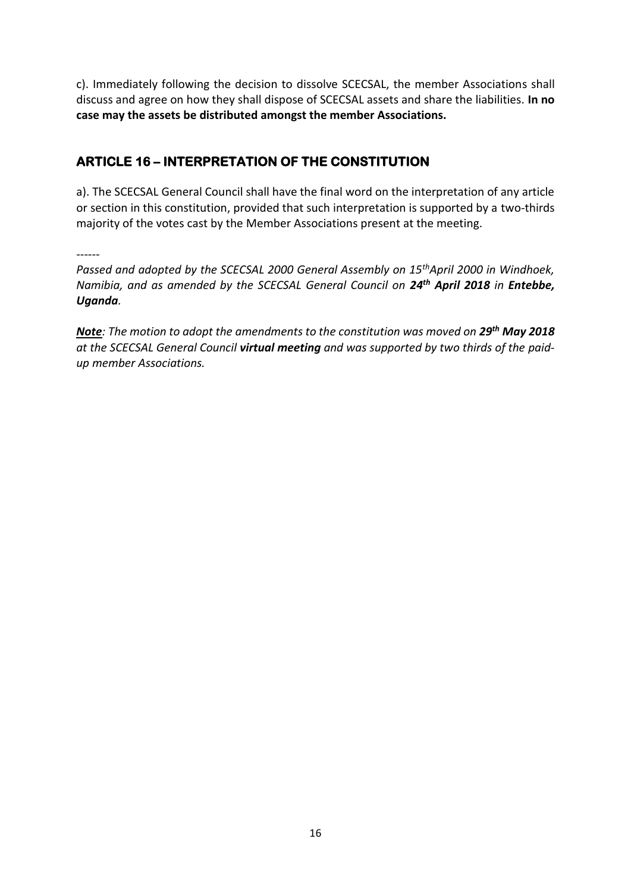c). Immediately following the decision to dissolve SCECSAL, the member Associations shall discuss and agree on how they shall dispose of SCECSAL assets and share the liabilities. **In no case may the assets be distributed amongst the member Associations.**

## ARTICLE 16 – INTERPRETATION OF THE CONSTITUTION

a). The SCECSAL General Council shall have the final word on the interpretation of any article or section in this constitution, provided that such interpretation is supported by a two-thirds majority of the votes cast by the Member Associations present at the meeting.

------

*Passed and adopted by the SCECSAL 2000 General Assembly on 15th April 2000 in Windhoek, Namibia, and as amended by the SCECSAL General Council on **24th April 2018** in **Entebbe, Uganda**.*

***Note**: The motion to adopt the amendments to the constitution was moved on **29th May 2018** at the SCECSAL General Council **virtual meeting** and was supported by two thirds of the paid-up member Associations.*